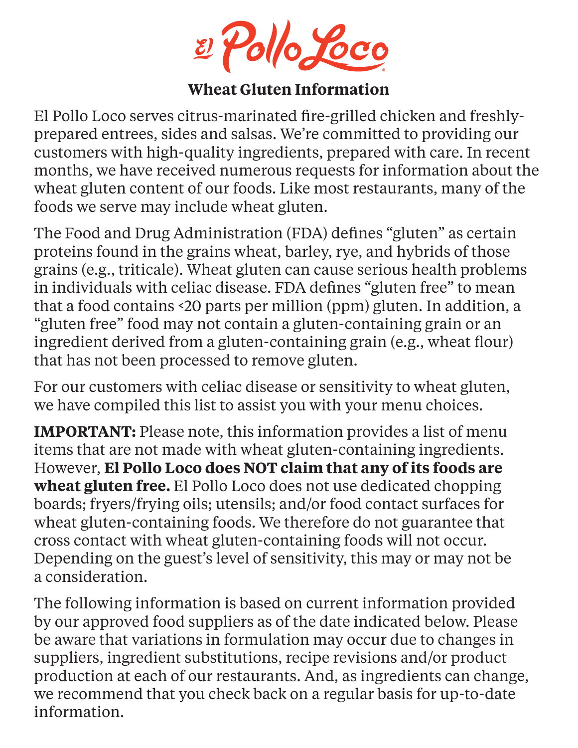# El Pollo Loco

## Wheat Gluten Information

El Pollo Loco serves citrus-marinated fire-grilled chicken and freshly-prepared entrees, sides and salsas. We're committed to providing our customers with high-quality ingredients, prepared with care. In recent months, we have received numerous requests for information about the wheat gluten content of our foods. Like most restaurants, many of the foods we serve may include wheat gluten.

The Food and Drug Administration (FDA) defines "gluten" as certain proteins found in the grains wheat, barley, rye, and hybrids of those grains (e.g., triticale). Wheat gluten can cause serious health problems in individuals with celiac disease. FDA defines "gluten free" to mean that a food contains <20 parts per million (ppm) gluten. In addition, a "gluten free" food may not contain a gluten-containing grain or an ingredient derived from a gluten-containing grain (e.g., wheat flour) that has not been processed to remove gluten.

For our customers with celiac disease or sensitivity to wheat gluten, we have compiled this list to assist you with your menu choices.

**IMPORTANT:** Please note, this information provides a list of menu items that are not made with wheat gluten-containing ingredients. However, **El Pollo Loco does NOT claim that any of its foods are wheat gluten free.** El Pollo Loco does not use dedicated chopping boards; fryers/frying oils; utensils; and/or food contact surfaces for wheat gluten-containing foods. We therefore do not guarantee that cross contact with wheat gluten-containing foods will not occur. Depending on the guest's level of sensitivity, this may or may not be a consideration.

The following information is based on current information provided by our approved food suppliers as of the date indicated below. Please be aware that variations in formulation may occur due to changes in suppliers, ingredient substitutions, recipe revisions and/or product production at each of our restaurants. And, as ingredients can change, we recommend that you check back on a regular basis for up-to-date information.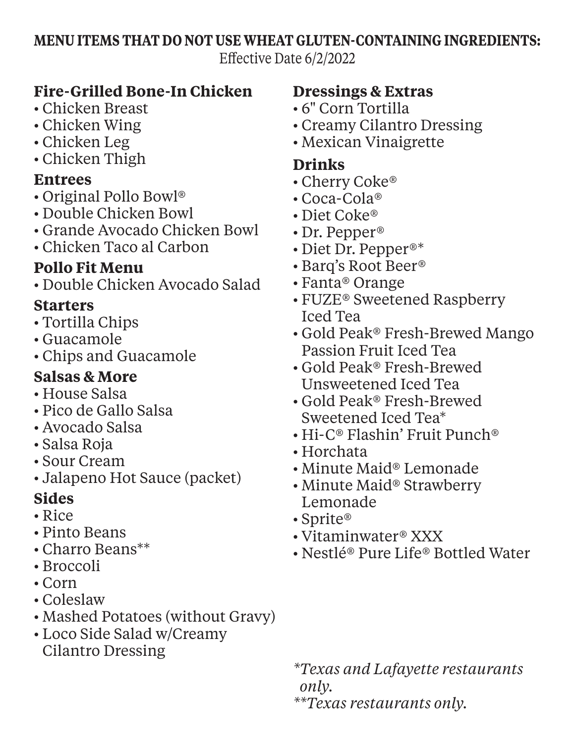**MENU ITEMS THAT DO NOT USE WHEAT GLUTEN-CONTAINING INGREDIENTS:**

Effective Date 6/2/2022

### Fire-Grilled Bone-In Chicken

- Chicken Breast
- Chicken Wing
- Chicken Leg
- Chicken Thigh

### Entrees

- Original Pollo Bowl®
- Double Chicken Bowl
- Grande Avocado Chicken Bowl
- Chicken Taco al Carbon

### Pollo Fit Menu

- Double Chicken Avocado Salad

### Starters

- Tortilla Chips
- Guacamole
- Chips and Guacamole

### Salsas & More

- House Salsa
- Pico de Gallo Salsa
- Avocado Salsa
- Salsa Roja
- Sour Cream
- Jalapeno Hot Sauce (packet)

### Sides

- Rice
- Pinto Beans
- Charro Beans**
- Broccoli
- Corn
- Coleslaw
- Mashed Potatoes (without Gravy)
- Loco Side Salad w/Creamy Cilantro Dressing

### Dressings & Extras

- 6" Corn Tortilla
- Creamy Cilantro Dressing
- Mexican Vinaigrette

### Drinks

- Cherry Coke®
- Coca-Cola®
- Diet Coke®
- Dr. Pepper®
- Diet Dr. Pepper®*
- Barq's Root Beer®
- Fanta® Orange
- FUZE® Sweetened Raspberry Iced Tea
- Gold Peak® Fresh-Brewed Mango Passion Fruit Iced Tea
- Gold Peak® Fresh-Brewed Unsweetened Iced Tea
- Gold Peak® Fresh-Brewed Sweetened Iced Tea*
- Hi-C® Flashin' Fruit Punch®
- Horchata
- Minute Maid® Lemonade
- Minute Maid® Strawberry Lemonade
- Sprite®
- Vitaminwater® XXX
- Nestlé® Pure Life® Bottled Water

*\*Texas and Lafayette restaurants only.*

*\*\*Texas restaurants only.*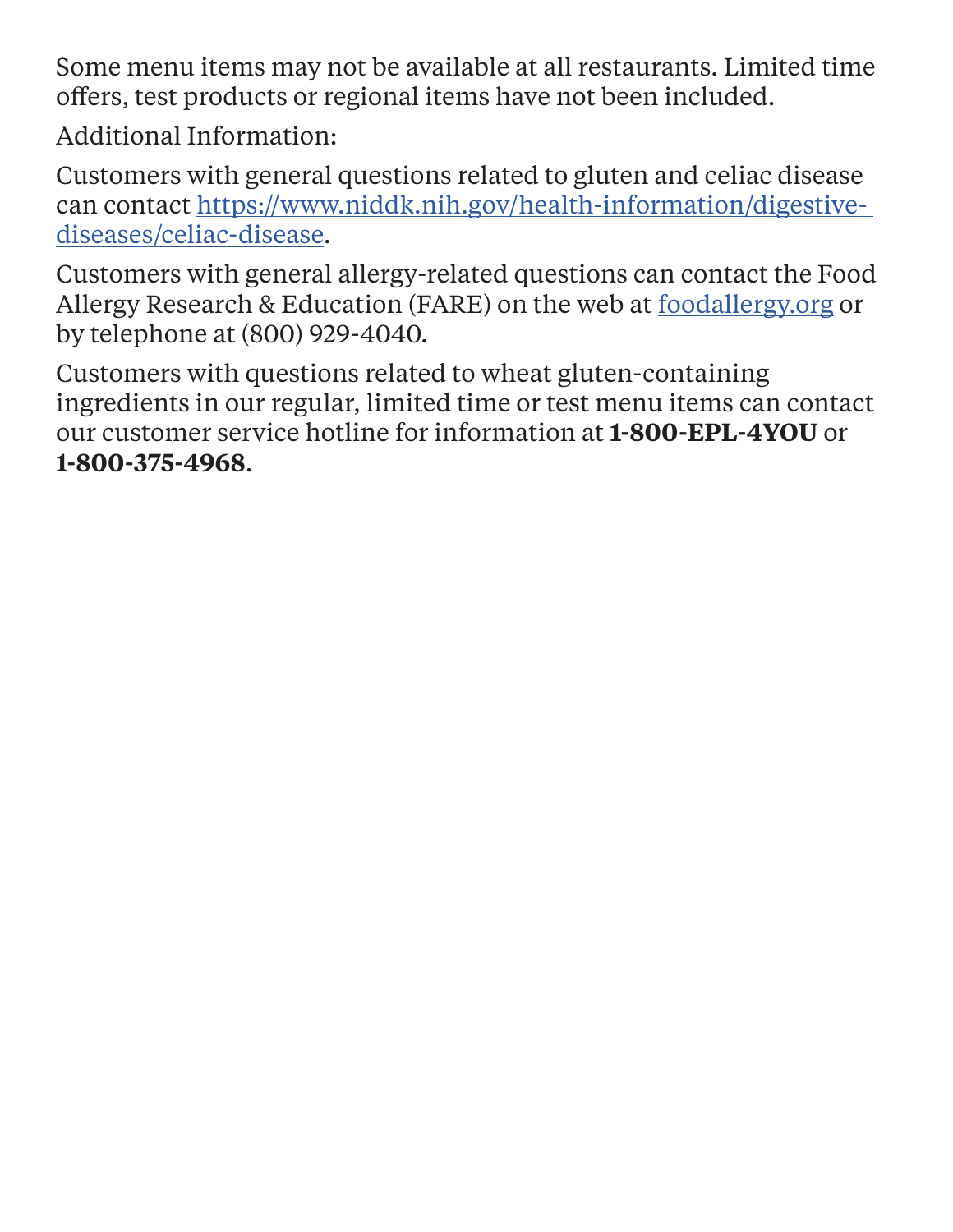Some menu items may not be available at all restaurants. Limited time offers, test products or regional items have not been included.

Additional Information:

Customers with general questions related to gluten and celiac disease can contact https://www.niddk.nih.gov/health-information/digestive-diseases/celiac-disease.

Customers with general allergy-related questions can contact the Food Allergy Research & Education (FARE) on the web at foodallergy.org or by telephone at (800) 929-4040.

Customers with questions related to wheat gluten-containing ingredients in our regular, limited time or test menu items can contact our customer service hotline for information at **1-800-EPL-4YOU** or **1-800-375-4968**.